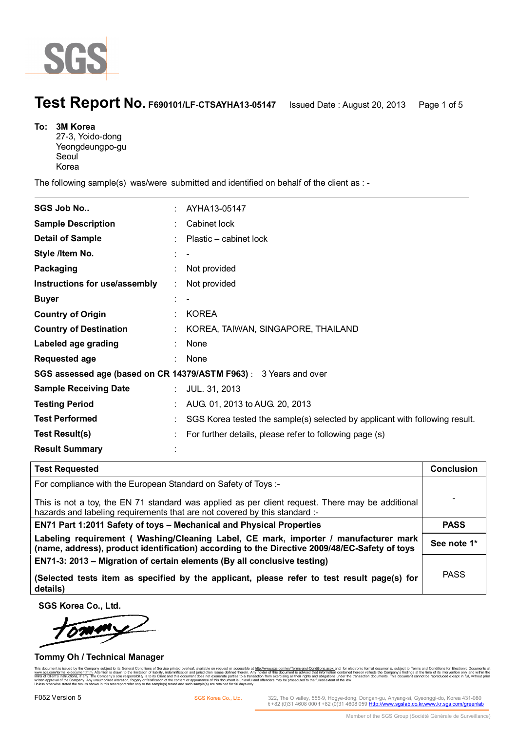SGS

# Test Report No. F690101/LF-CTSAYHA13-05147

Issued Date : August 20, 2013

**To: 3M Korea**
27-3, Yoido-dong
Yeongdeungpo-gu
Seoul
Korea

The following sample(s) was/were submitted and identified on behalf of the client as : -

| | | |
|---|---|---|
| **SGS Job No..** | : | AYHA13-05147 |
| **Sample Description** | : | Cabinet lock |
| **Detail of Sample** | : | Plastic – cabinet lock |
| **Style /Item No.** | : | - |
| **Packaging** | : | Not provided |
| **Instructions for use/assembly** | : | Not provided |
| **Buyer** | : | - |
| **Country of Origin** | : | KOREA |
| **Country of Destination** | : | KOREA, TAIWAN, SINGAPORE, THAILAND |
| **Labeled age grading** | : | None |
| **Requested age** | : | None |
| **SGS assessed age (based on CR 14379/ASTM F963)** | : | 3 Years and over |
| **Sample Receiving Date** | : | JUL. 31, 2013 |
| **Testing Period** | : | AUG. 01, 2013 to AUG. 20, 2013 |
| **Test Performed** | : | SGS Korea tested the sample(s) selected by applicant with following result. |
| **Test Result(s)** | : | For further details, please refer to following page (s) |
| **Result Summary** | : | |

| Test Requested | Conclusion |
|---|---|
| For compliance with the European Standard on Safety of Toys :-<br><br>This is not a toy, the EN 71 standard was applied as per client request. There may be additional hazards and labeling requirements that are not covered by this standard :- | - |
| **EN71 Part 1:2011 Safety of toys – Mechanical and Physical Properties** | **PASS** |
| **Labeling requirement ( Washing/Cleaning Label, CE mark, importer / manufacturer mark (name, address), product identification) according to the Directive 2009/48/EC-Safety of toys** | **See note 1*** |
| **EN71-3: 2013 – Migration of certain elements (By all conclusive testing)**<br><br>**(Selected tests item as specified by the applicant, please refer to test result page(s) for details)** | PASS |

**SGS Korea Co., Ltd.**

**Tommy Oh / Technical Manager**

This document is issued by the Company subject to its General Conditions of Service printed overleaf, available on request or accessible at http://www.sgs.com/en/Terms-and-Conditions.aspx and, for electronic format documents, subject to Terms and Conditions for Electronic Documents at www.sgs.com/terms_e-document.htm. Attention is drawn to the limitation of liability, indemnification and jurisdiction issues defined therein. Any holder of this document is advised that information contained hereon reflects the Company's findings at the time of its intervention only and within the limits of Client's instructions, if any. The Company's sole responsibility is to its Client and this document does not exonerate parties to a transaction from exercising all their rights and obligations under the transaction documents. This document cannot be reproduced except in full, without prior written approval of the Company. Any unauthorized alteration, forgery or falsification of the content or appearance of this document is unlawful and offenders may be prosecuted to the fullest extent of the law. Unless otherwise stated the results shown in this test report refer only to the sample(s) tested and such sample(s) are retained for 90 days only.

F052 Version 5

SGS Korea Co., Ltd. 322, The O valley, 555-9, Hogye-dong, Dongan-gu, Anyang-si, Gyeonggi-do, Korea 431-080
t +82 (0)31 4608 000 f +82 (0)31 4608 059 Http://www.sgslab.co.kr,www.kr.sgs.com/greenlab

Member of the SGS Group (Société Générale de Surveillance)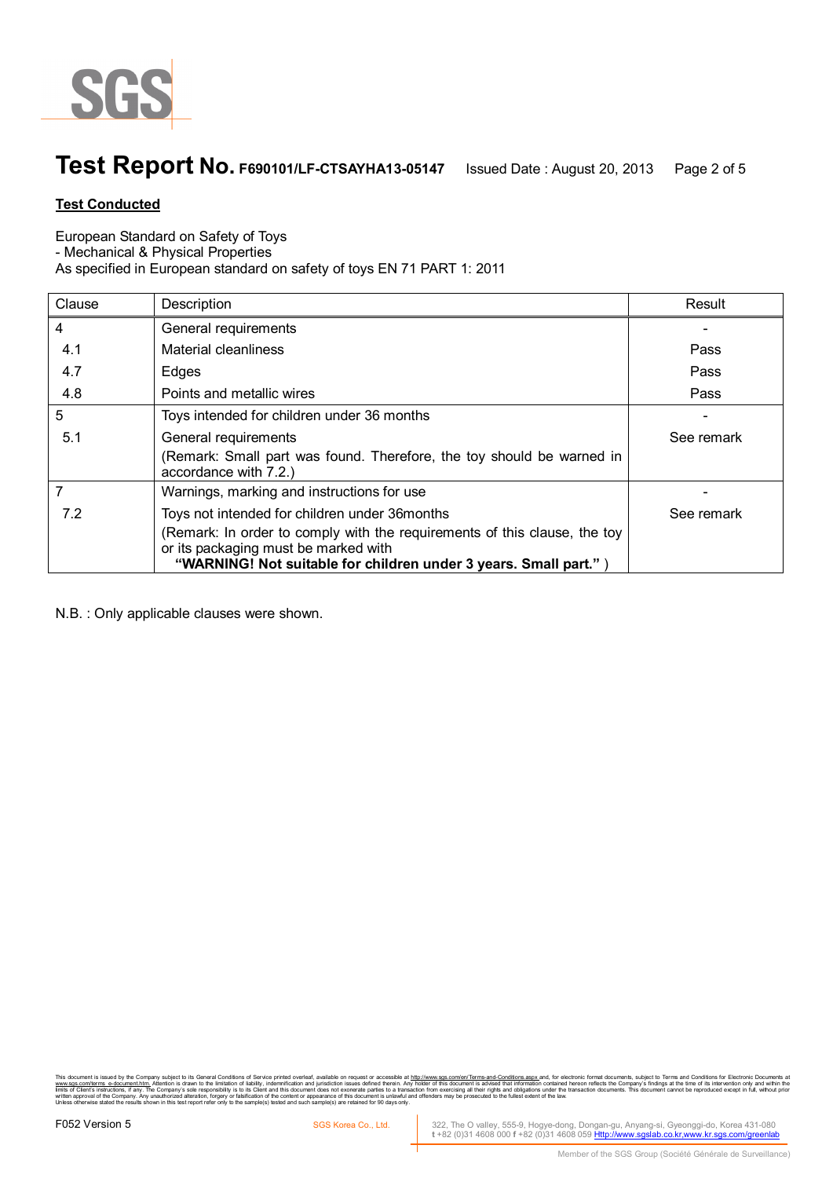**Test Report No. F690101/LF-CTSAYHA13-05147** Issued Date : August 20, 2013

**Test Conducted**

European Standard on Safety of Toys
- Mechanical & Physical Properties
As specified in European standard on safety of toys EN 71 PART 1: 2011

| Clause | Description | Result |
|---|---|---|
| 4 | General requirements | - |
| 4.1 | Material cleanliness | Pass |
| 4.7 | Edges | Pass |
| 4.8 | Points and metallic wires | Pass |
| 5 | Toys intended for children under 36 months | - |
| 5.1 | General requirements<br>(Remark: Small part was found. Therefore, the toy should be warned in accordance with 7.2.) | See remark |
| 7 | Warnings, marking and instructions for use | - |
| 7.2 | Toys not intended for children under 36months<br>(Remark: In order to comply with the requirements of this clause, the toy or its packaging must be marked with<br>**"WARNING! Not suitable for children under 3 years. Small part."** ) | See remark |

N.B. : Only applicable clauses were shown.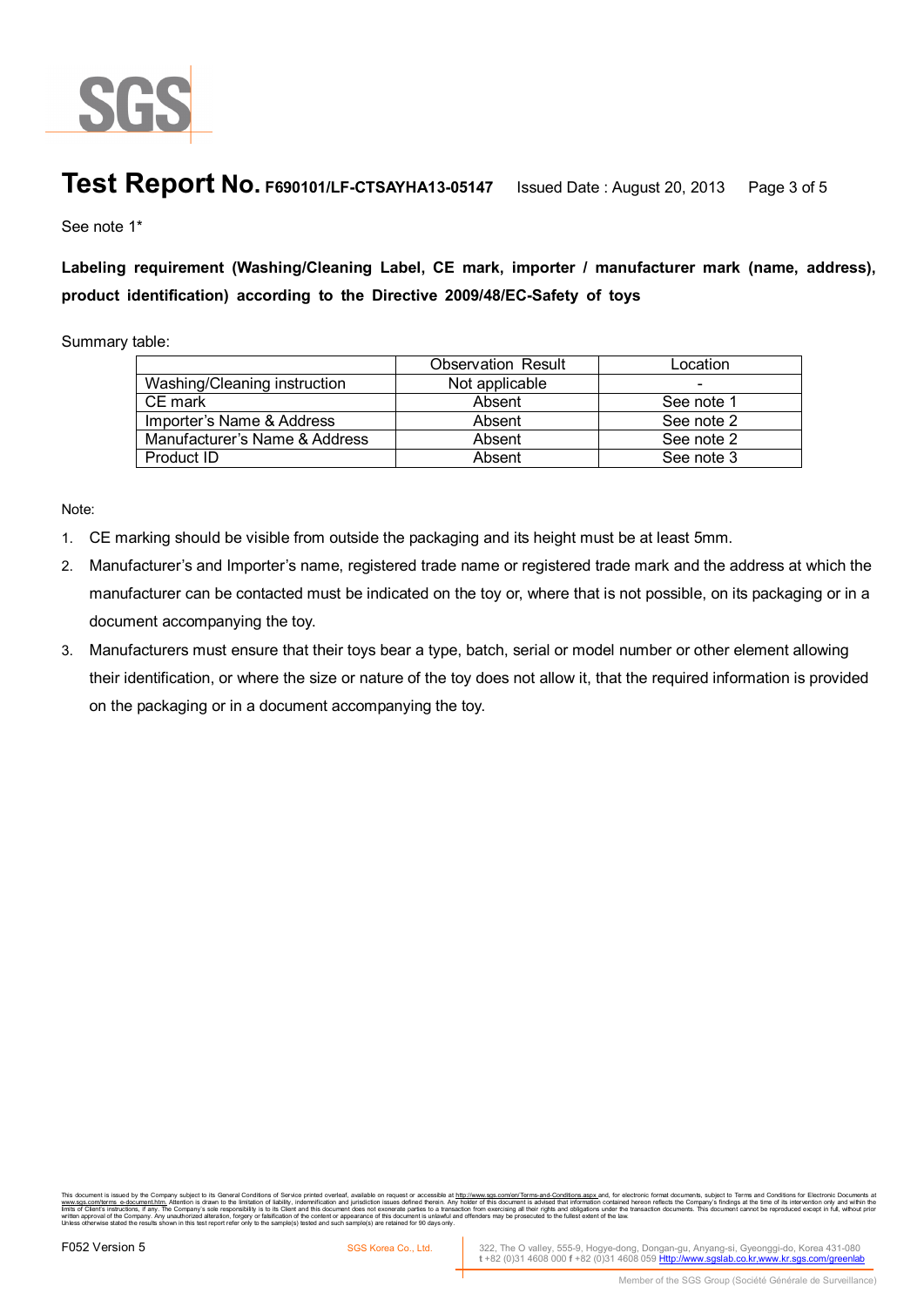See note 1*

**Labeling requirement (Washing/Cleaning Label, CE mark, importer / manufacturer mark (name, address), product identification) according to the Directive 2009/48/EC-Safety of toys**

Summary table:

| | Observation Result | Location |
|---|---|---|
| Washing/Cleaning instruction | Not applicable | - |
| CE mark | Absent | See note 1 |
| Importer's Name & Address | Absent | See note 2 |
| Manufacturer's Name & Address | Absent | See note 2 |
| Product ID | Absent | See note 3 |

Note:

1. CE marking should be visible from outside the packaging and its height must be at least 5mm.
2. Manufacturer's and Importer's name, registered trade name or registered trade mark and the address at which the manufacturer can be contacted must be indicated on the toy or, where that is not possible, on its packaging or in a document accompanying the toy.
3. Manufacturers must ensure that their toys bear a type, batch, serial or model number or other element allowing their identification, or where the size or nature of the toy does not allow it, that the required information is provided on the packaging or in a document accompanying the toy.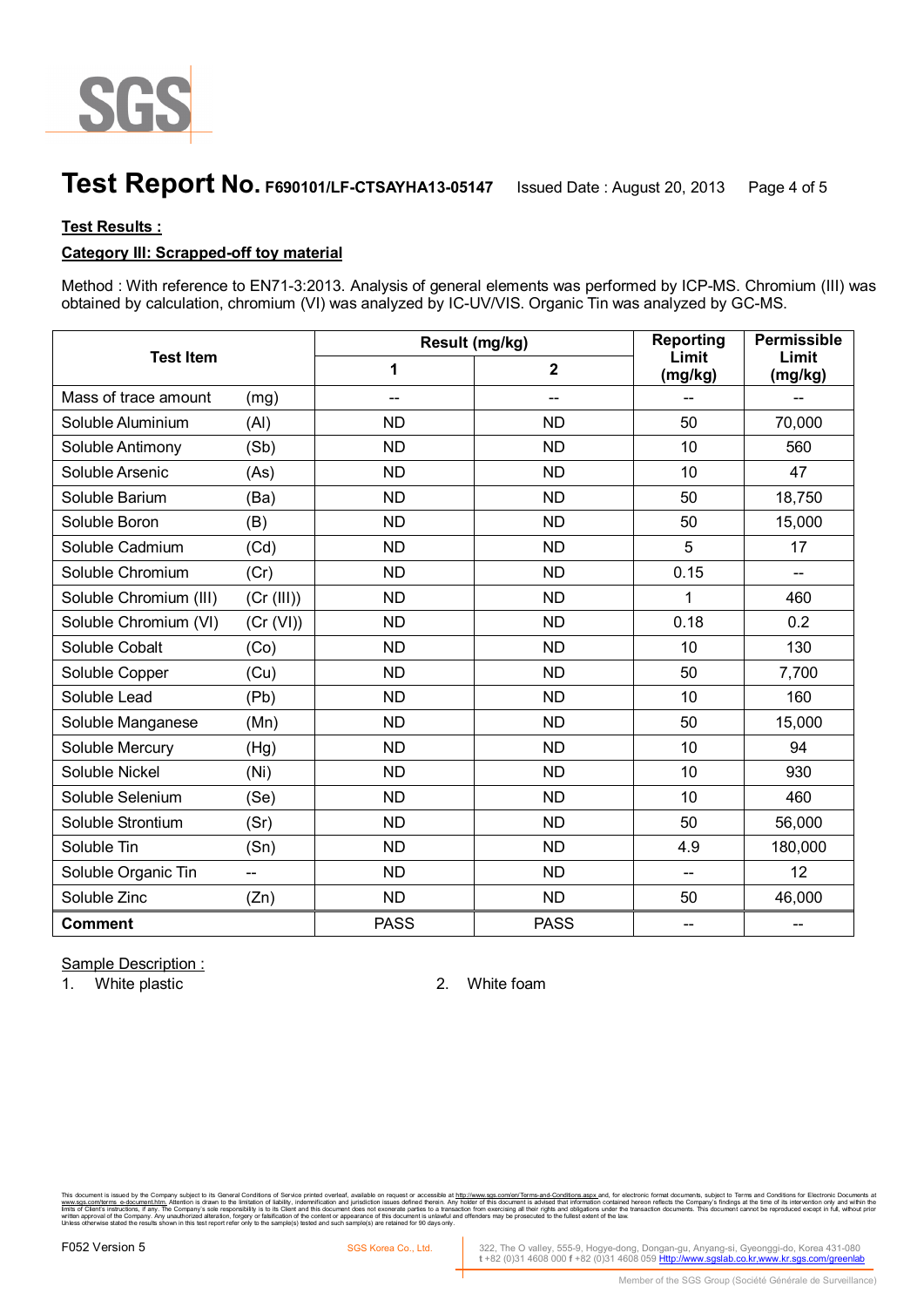# Test Report No. F690101/LF-CTSAYHA13-05147

Issued Date : August 20, 2013

**Test Results :**

**Category III: Scrapped-off toy material**

Method : With reference to EN71-3:2013. Analysis of general elements was performed by ICP-MS. Chromium (III) was obtained by calculation, chromium (VI) was analyzed by IC-UV/VIS. Organic Tin was analyzed by GC-MS.

| Test Item | | Result (mg/kg) | | Reporting Limit (mg/kg) | Permissible Limit (mg/kg) |
|---|---|---|---|---|---|
| | | 1 | 2 | | |
| Mass of trace amount | (mg) | -- | -- | -- | -- |
| Soluble Aluminium | (Al) | ND | ND | 50 | 70,000 |
| Soluble Antimony | (Sb) | ND | ND | 10 | 560 |
| Soluble Arsenic | (As) | ND | ND | 10 | 47 |
| Soluble Barium | (Ba) | ND | ND | 50 | 18,750 |
| Soluble Boron | (B) | ND | ND | 50 | 15,000 |
| Soluble Cadmium | (Cd) | ND | ND | 5 | 17 |
| Soluble Chromium | (Cr) | ND | ND | 0.15 | -- |
| Soluble Chromium (III) | (Cr (III)) | ND | ND | 1 | 460 |
| Soluble Chromium (VI) | (Cr (VI)) | ND | ND | 0.18 | 0.2 |
| Soluble Cobalt | (Co) | ND | ND | 10 | 130 |
| Soluble Copper | (Cu) | ND | ND | 50 | 7,700 |
| Soluble Lead | (Pb) | ND | ND | 10 | 160 |
| Soluble Manganese | (Mn) | ND | ND | 50 | 15,000 |
| Soluble Mercury | (Hg) | ND | ND | 10 | 94 |
| Soluble Nickel | (Ni) | ND | ND | 10 | 930 |
| Soluble Selenium | (Se) | ND | ND | 10 | 460 |
| Soluble Strontium | (Sr) | ND | ND | 50 | 56,000 |
| Soluble Tin | (Sn) | ND | ND | 4.9 | 180,000 |
| Soluble Organic Tin | -- | ND | ND | -- | 12 |
| Soluble Zinc | (Zn) | ND | ND | 50 | 46,000 |
| **Comment** | | PASS | PASS | -- | -- |

Sample Description :

1. White plastic
2. White foam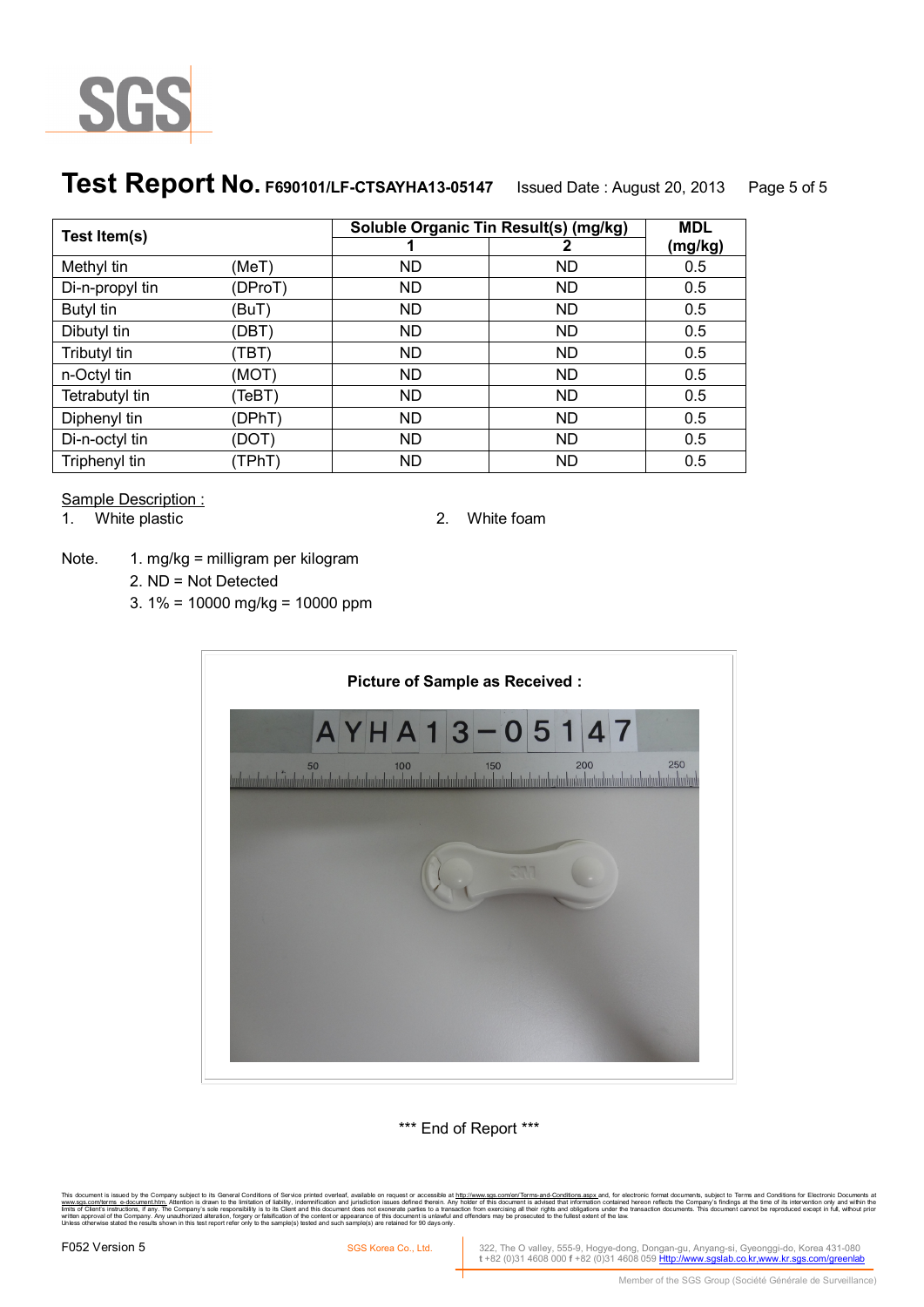# Test Report No. F690101/LF-CTSAYHA13-05147

Issued Date : August 20, 2013

| Test Item(s) | | Soluble Organic Tin Result(s) (mg/kg) | | MDL (mg/kg) |
|---|---|---|---|---|
| | | 1 | 2 | |
| Methyl tin | (MeT) | ND | ND | 0.5 |
| Di-n-propyl tin | (DProT) | ND | ND | 0.5 |
| Butyl tin | (BuT) | ND | ND | 0.5 |
| Dibutyl tin | (DBT) | ND | ND | 0.5 |
| Tributyl tin | (TBT) | ND | ND | 0.5 |
| n-Octyl tin | (MOT) | ND | ND | 0.5 |
| Tetrabutyl tin | (TeBT) | ND | ND | 0.5 |
| Diphenyl tin | (DPhT) | ND | ND | 0.5 |
| Di-n-octyl tin | (DOT) | ND | ND | 0.5 |
| Triphenyl tin | (TPhT) | ND | ND | 0.5 |

Sample Description :

1. White plastic
2. White foam

Note.
1. mg/kg = milligram per kilogram
2. ND = Not Detected
3. 1% = 10000 mg/kg = 10000 ppm

**Picture of Sample as Received :**

AYHA13-05147

\*\*\* End of Report \*\*\*

This document is issued by the Company subject to its General Conditions of Service printed overleaf, available on request or accessible at http://www.sgs.com/en/Terms-and-Conditions.aspx and, for electronic format documents, subject to Terms and Conditions for Electronic Documents at www.sgs.com/terms_e-document.htm. Attention is drawn to the limitation of liability, indemnification and jurisdiction issues defined therein. Any holder of this document is advised that information contained hereon reflects the Company's findings at the time of its intervention only and within the limits of Client's instructions, if any. The Company's sole responsibility is to its Client and this document does not exonerate parties to a transaction from exercising all their rights and obligations under the transaction documents. This document cannot be reproduced except in full, without prior written approval of the Company. Any unauthorized alteration, forgery or falsification of the content or appearance of this document is unlawful and offenders may be prosecuted to the fullest extent of the law.
Unless otherwise stated the results shown in this test report refer only to the sample(s) tested and such sample(s) are retained for 90 days only.

F052 Version 5

SGS Korea Co., Ltd. 322, The O valley, 555-9, Hogye-dong, Dongan-gu, Anyang-si, Gyeonggi-do, Korea 431-080
t +82 (0)31 4608 000 f +82 (0)31 4608 059 Http://www.sgslab.co.kr,www.kr.sgs.com/greenlab

Member of the SGS Group (Société Générale de Surveillance)